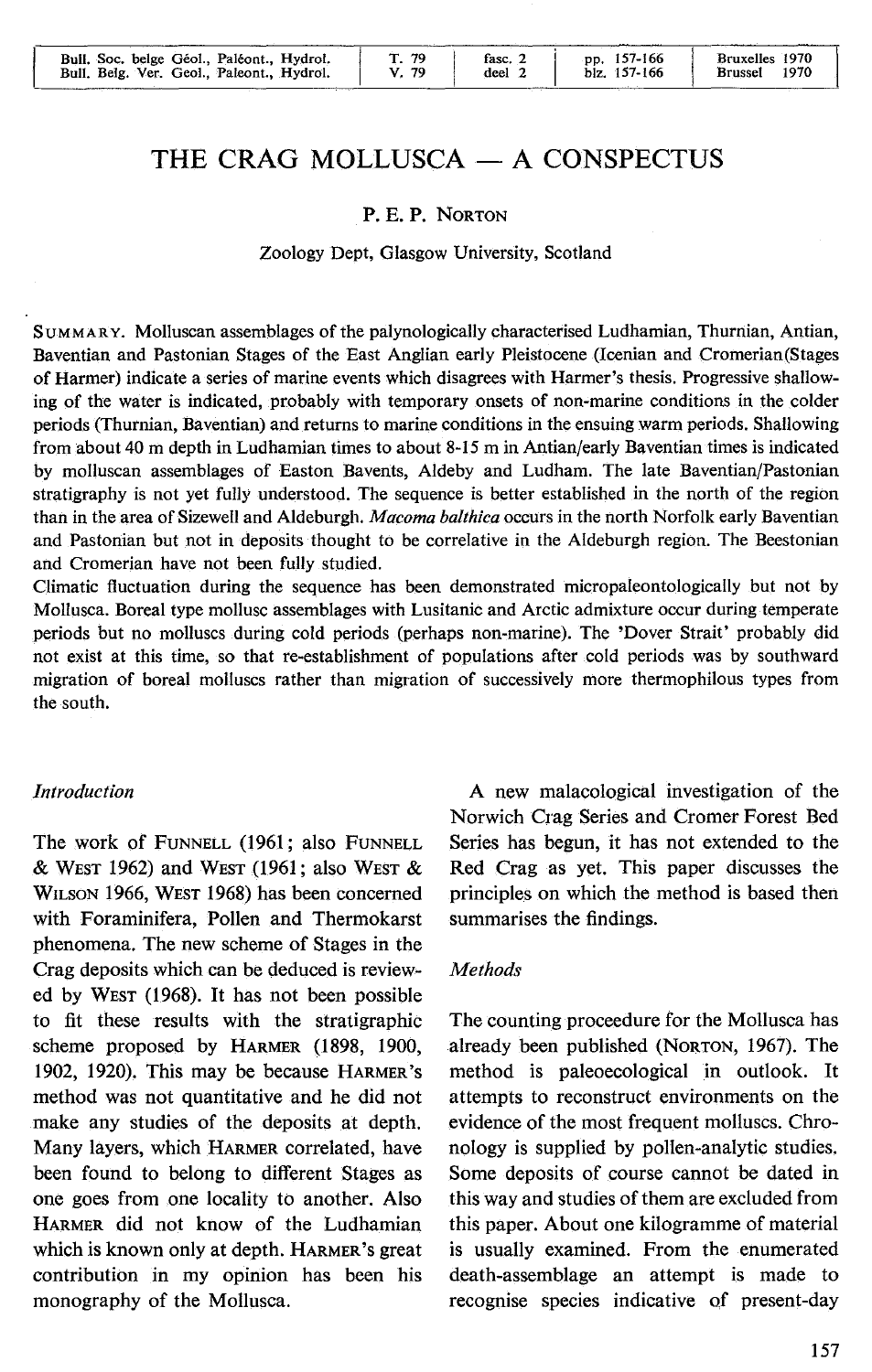# THE CRAG MOLLUSCA — A CONSPECTUS

P. E. P. Norton

Zoology Dept, Glasgow University, Scotland

Summary. Molluscan assemblages of the palynologically characterised Ludhamian, Thurnian, Antian, Baventian and Pastonian Stages of the East Anglian early Pleistocene (Icenian and Cromerian(Stages of Harmer) indicate a series of marine events which disagrees with Harmer's thesis. Progressive shallowing of the water is indicated, probably with temporary onsets of non-marine conditions in the colder periods (Thurnian, Baventian) and returns to marine conditions in the ensuing warm periods. Shallowing from about 40 m depth in Ludhamian times to about 8-15 m in Antian/early Baventian times is indicated by molluscan assemblages of Easton Bavents, Aldeby and Ludham. The late Baventian/Pastonian stratigraphy is not yet fully understood. The sequence is better established in the north of the region than in the area of Sizewell and Aldeburgh. *Macoma balthica* occurs in the north Norfolk early Baventian and Pastonian but not in deposits thought to be correlative in the Aldeburgh region. The Beestonian and Cromerian have not been fully studied.

Climatic fluctuation during the sequence has been demonstrated micropaleontologically but not by Mollusca. Boreal type mollusc assemblages with Lusitanic and Arctic admixture occur during temperate periods but no molluscs during cold periods (perhaps non-marine). The 'Dover Strait' probably did not exist at this time, so that re-establishment of populations after cold periods was by southward migration of boreal molluscs rather than migration of successively more thermophilous types from the south.

## *Introduction*

The work of Funnell (1961; also Funnell & West 1962) and West (1961; also West & Wilson 1966, West 1968) has been concerned with Foraminifera, Pollen and Thermokarst phenomena. The new scheme of Stages in the Crag deposits which can be deduced is reviewed by West (1968). It has not been possible to fit these results with the stratigraphic scheme proposed by Harmer (1898, 1900, 1902, 1920). This may be because Harmer's method was not quantitative and he did not make any studies of the deposits at depth. Many layers, which Harmer correlated, have been found to belong to different Stages as one goes from one locality to another. Also Harmer did not know of the Ludhamian which is known only at depth. Harmer's great contribution in my opinion has been his monography of the Mollusca.

A new malacological investigation of the Norwich Crag Series and Cromer Forest Bed Series has begun, it has not extended to the Red Crag as yet. This paper discusses the principles on which the method is based then summarises the findings.

## *Methods*

The counting proceedure for the Mollusca has already been published (Norton, 1967). The method is paleoecological in outlook. It attempts to reconstruct environments on the evidence of the most frequent molluscs. Chronology is supplied by pollen-analytic studies. Some deposits of course cannot be dated in this way and studies of them are excluded from this paper. About one kilogramme of material is usually examined. From the enumerated death-assemblage an attempt is made to recognise species indicative of present-day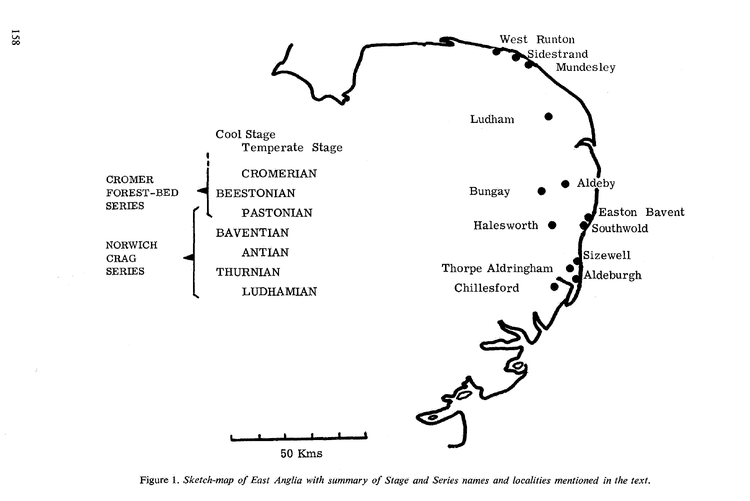West Runton
Sidestrand
Mundesley
Ludham
Aldeby
Bungay
Easton Bavent
Southwold
Halesworth
Sizewell
Thorpe Aldringham
Aldeburgh
Chillesford

Cool Stage
Temperate Stage

CROMER FOREST-BED SERIES
- CROMERIAN
- BEESTONIAN
- PASTONIAN

NORWICH CRAG SERIES
- PASTONIAN
- BAVENTIAN
- ANTIAN
- THURNIAN
- LUDHAMIAN

50 Kms

Figure 1. *Sketch-map of East Anglia with summary of Stage and Series names and localities mentioned in the text.*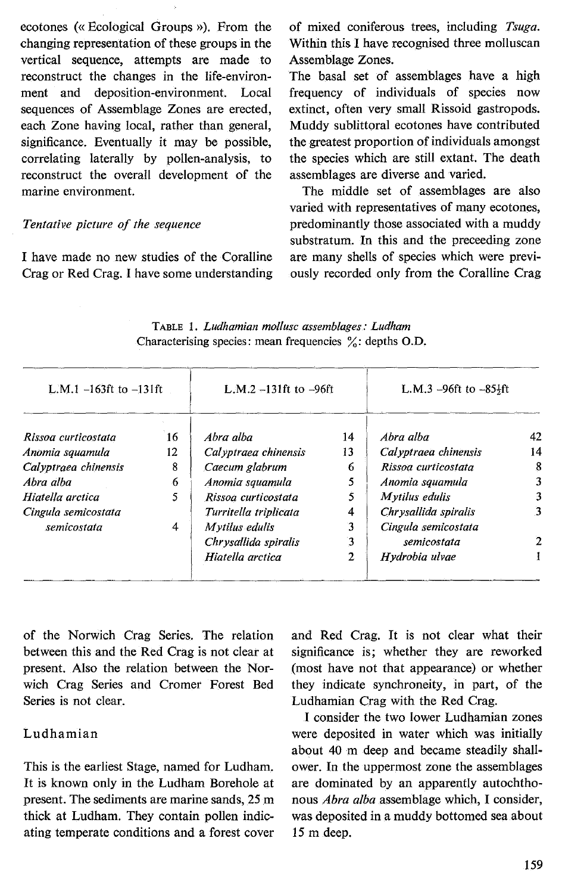ecotones (« Ecological Groups »). From the changing representation of these groups in the vertical sequence, attempts are made to reconstruct the changes in the life-environment and deposition-environment. Local sequences of Assemblage Zones are erected, each Zone having local, rather than general, significance. Eventually it may be possible, correlating laterally by pollen-analysis, to reconstruct the overall development of the marine environment.

*Tentative picture of the sequence*

I have made no new studies of the Coralline Crag or Red Crag. I have some understanding of the Norwich Crag Series. The relation between this and the Red Crag is not clear at present. Also the relation between the Norwich Crag Series and Cromer Forest Bed Series is not clear.

## Ludhamian

This is the earliest Stage, named for Ludham. It is known only in the Ludham Borehole at present. The sediments are marine sands, 25 m thick at Ludham. They contain pollen indicating temperate conditions and a forest cover of mixed coniferous trees, including *Tsuga*. Within this I have recognised three molluscan Assemblage Zones.

The basal set of assemblages have a high frequency of individuals of species now extinct, often very small Rissoid gastropods. Muddy sublittoral ecotones have contributed the greatest proportion of individuals amongst the species which are still extant. The death assemblages are diverse and varied.

The middle set of assemblages are also varied with representatives of many ecotones, predominantly those associated with a muddy substratum. In this and the preceeding zone are many shells of species which were previously recorded only from the Coralline Crag and Red Crag. It is not clear what their significance is; whether they are reworked (most have not that appearance) or whether they indicate synchroneity, in part, of the Ludhamian Crag with the Red Crag.

I consider the two lower Ludhamian zones were deposited in water which was initially about 40 m deep and became steadily shallower. In the uppermost zone the assemblages are dominated by an apparently autochthonous *Abra alba* assemblage which, I consider, was deposited in a muddy bottomed sea about 15 m deep.

TABLE 1. *Ludhamian mollusc assemblages: Ludham*
Characterising species: mean frequencies %: depths O.D.

| L.M.1 –163ft to –131ft | | L.M.2 –131ft to –96ft | | L.M.3 –96ft to –85½ft | |
|---|---|---|---|---|---|
| *Rissoa curticostata* | 16 | *Abra alba* | 14 | *Abra alba* | 42 |
| *Anomia squamula* | 12 | *Calyptraea chinensis* | 13 | *Calyptraea chinensis* | 14 |
| *Calyptraea chinensis* | 8 | *Caecum glabrum* | 6 | *Rissoa curticostata* | 8 |
| *Abra alba* | 6 | *Anomia squamula* | 5 | *Anomia squamula* | 3 |
| *Hiatella arctica* | 5 | *Rissoa curticostata* | 5 | *Mytilus edulis* | 3 |
| *Cingula semicostata semicostata* | 4 | *Turritella triplicata* | 4 | *Chrysallida spiralis* | 3 |
| | | *Mytilus edulis* | 3 | *Cingula semicostata semicostata* | 2 |
| | | *Chrysallida spiralis* | 3 | *Hydrobia ulvae* | 1 |
| | | *Hiatella arctica* | 2 | | |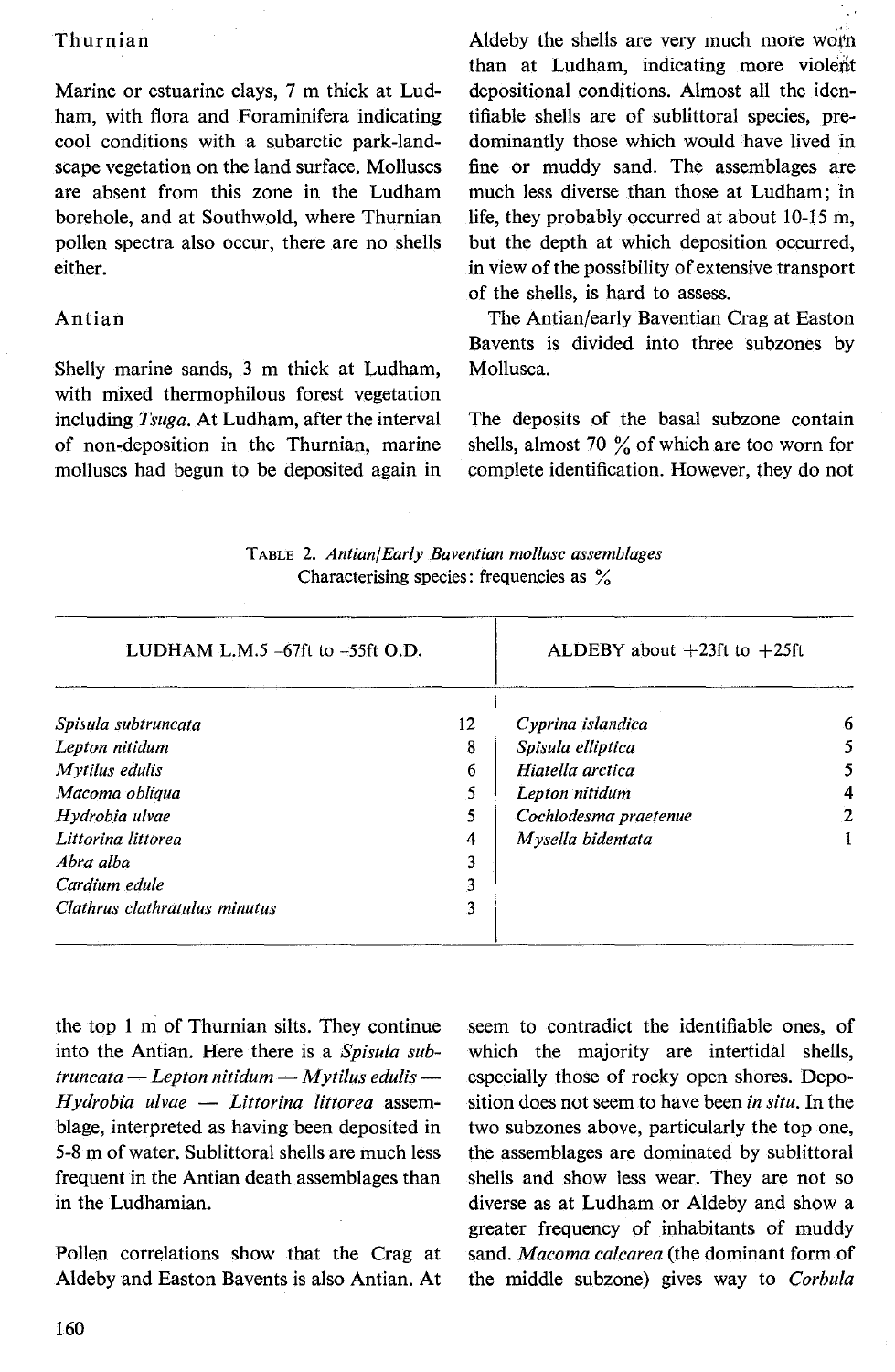## Thurnian

Marine or estuarine clays, 7 m thick at Ludham, with flora and Foraminifera indicating cool conditions with a subarctic park-landscape vegetation on the land surface. Molluscs are absent from this zone in the Ludham borehole, and at Southwold, where Thurnian pollen spectra also occur, there are no shells either.

## Antian

Shelly marine sands, 3 m thick at Ludham, with mixed thermophilous forest vegetation including *Tsuga*. At Ludham, after the interval of non-deposition in the Thurnian, marine molluscs had begun to be deposited again in the top 1 m of Thurnian silts. They continue into the Antian. Here there is a *Spisula subtruncata — Lepton nitidum — Mytilus edulis — Hydrobia ulvae — Littorina littorea* assemblage, interpreted as having been deposited in 5-8 m of water. Sublittoral shells are much less frequent in the Antian death assemblages than in the Ludhamian.

Pollen correlations show that the Crag at Aldeby and Easton Bavents is also Antian. At Aldeby the shells are very much more worn than at Ludham, indicating more violent depositional conditions. Almost all the identifiable shells are of sublittoral species, predominantly those which would have lived in fine or muddy sand. The assemblages are much less diverse than those at Ludham; in life, they probably occurred at about 10-15 m, but the depth at which deposition occurred, in view of the possibility of extensive transport of the shells, is hard to assess.

The Antian/early Baventian Crag at Easton Bavents is divided into three subzones by Mollusca.

The deposits of the basal subzone contain shells, almost 70 % of which are too worn for complete identification. However, they do not seem to contradict the identifiable ones, of which the majority are intertidal shells, especially those of rocky open shores. Deposition does not seem to have been *in situ*. In the two subzones above, particularly the top one, the assemblages are dominated by sublittoral shells and show less wear. They are not so diverse as at Ludham or Aldeby and show a greater frequency of inhabitants of muddy sand. *Macoma calcarea* (the dominant form of the middle subzone) gives way to *Corbula*

TABLE 2. *Antian/Early Baventian mollusc assemblages*
Characterising species: frequencies as %

| LUDHAM L.M.5 -67ft to -55ft O.D. | | ALDEBY about +23ft to +25ft | |
|---|---|---|---|
| *Spisula subtruncata* | 12 | *Cyprina islandica* | 6 |
| *Lepton nitidum* | 8 | *Spisula elliptica* | 5 |
| *Mytilus edulis* | 6 | *Hiatella arctica* | 5 |
| *Macoma obliqua* | 5 | *Lepton nitidum* | 4 |
| *Hydrobia ulvae* | 5 | *Cochlodesma praetenue* | 2 |
| *Littorina littorea* | 4 | *Mysella bidentata* | 1 |
| *Abra alba* | 3 | | |
| *Cardium edule* | 3 | | |
| *Clathrus clathratulus minutus* | 3 | | |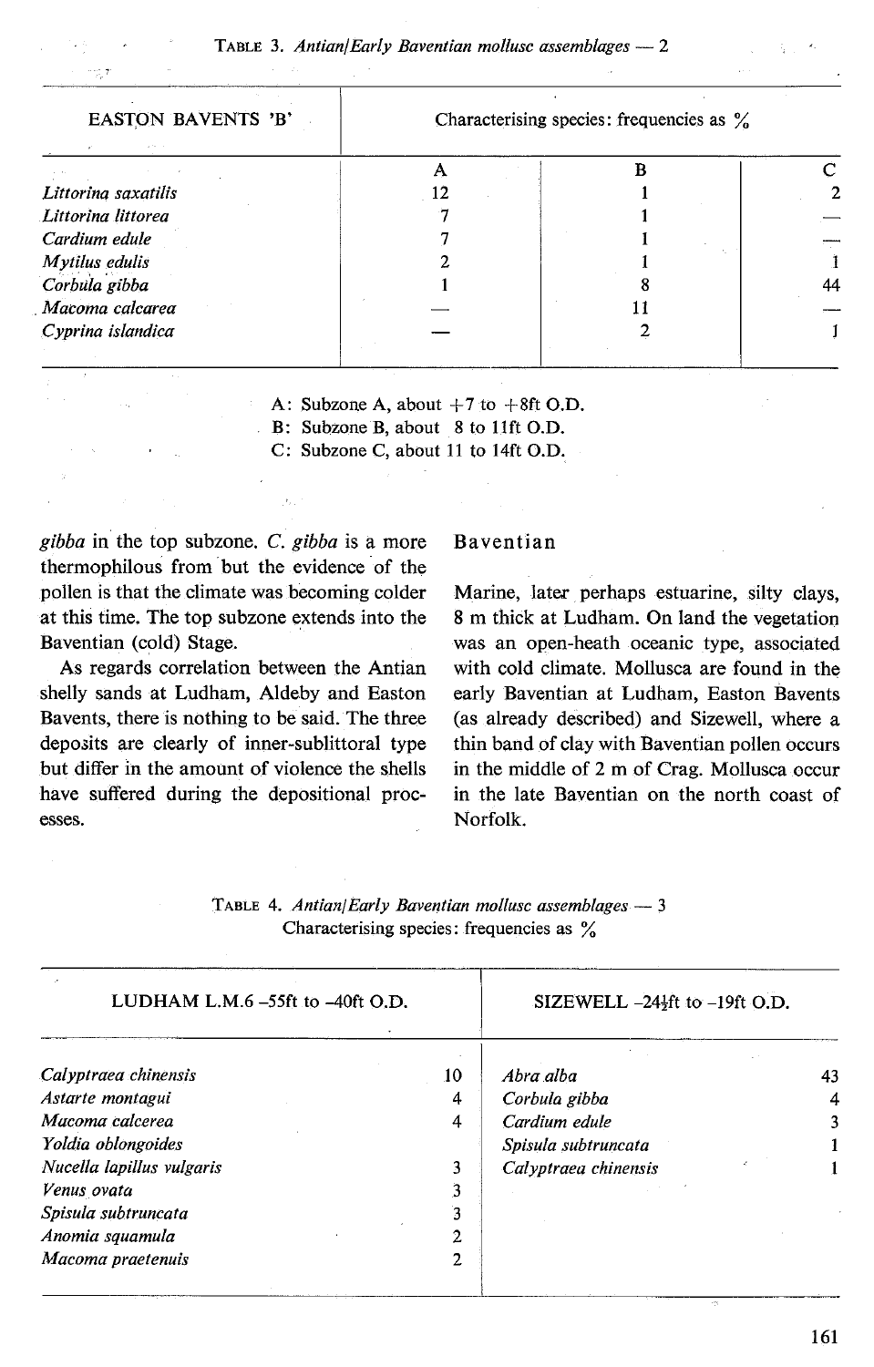TABLE 3. *Antian/Early Baventian mollusc assemblages* — 2

| EASTON BAVENTS 'B' | Characterising species: frequencies as % | | |
|---|---|---|---|
| | A | B | C |
| *Littorina saxatilis* | 12 | 1 | 2 |
| *Littorina littorea* | 7 | 1 | — |
| *Cardium edule* | 7 | 1 | — |
| *Mytilus edulis* | 2 | 1 | 1 |
| *Corbula gibba* | 1 | 8 | 44 |
| *Macoma calcarea* | — | 11 | — |
| *Cyprina islandica* | — | 2 | 1 |

A: Subzone A, about +7 to +8ft O.D.
B: Subzone B, about 8 to 11ft O.D.
C: Subzone C, about 11 to 14ft O.D.

*gibba* in the top subzone. *C. gibba* is a more thermophilous from but the evidence of the pollen is that the climate was becoming colder at this time. The top subzone extends into the Baventian (cold) Stage.

As regards correlation between the Antian shelly sands at Ludham, Aldeby and Easton Bavents, there is nothing to be said. The three deposits are clearly of inner-sublittoral type but differ in the amount of violence the shells have suffered during the depositional processes.

## Baventian

Marine, later perhaps estuarine, silty clays, 8 m thick at Ludham. On land the vegetation was an open-heath oceanic type, associated with cold climate. Mollusca are found in the early Baventian at Ludham, Easton Bavents (as already described) and Sizewell, where a thin band of clay with Baventian pollen occurs in the middle of 2 m of Crag. Mollusca occur in the late Baventian on the north coast of Norfolk.

TABLE 4. *Antian/Early Baventian mollusc assemblages* — 3
Characterising species: frequencies as %

| LUDHAM L.M.6 -55ft to -40ft O.D. | | SIZEWELL -24½ft to -19ft O.D. | |
|---|---|---|---|
| *Calyptraea chinensis* | 10 | *Abra alba* | 43 |
| *Astarte montagui* | 4 | *Corbula gibba* | 4 |
| *Macoma calcerea* | 4 | *Cardium edule* | 3 |
| *Yoldia oblongoides* | | *Spisula subtruncata* | 1 |
| *Nucella lapillus vulgaris* | 3 | *Calyptraea chinensis* | 1 |
| *Venus ovata* | 3 | | |
| *Spisula subtruncata* | 3 | | |
| *Anomia squamula* | 2 | | |
| *Macoma praetenuis* | 2 | | |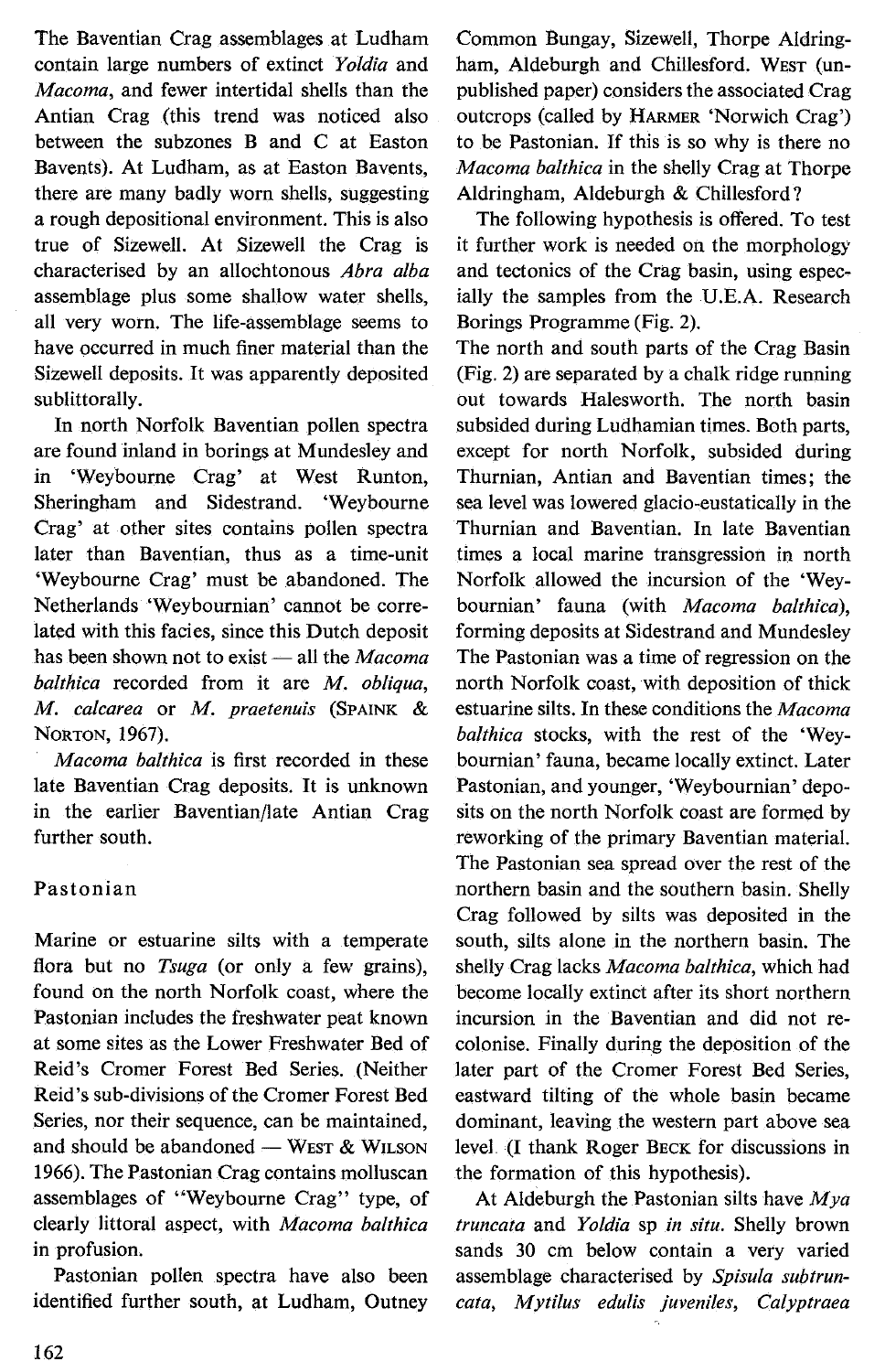The Baventian Crag assemblages at Ludham contain large numbers of extinct *Yoldia* and *Macoma*, and fewer intertidal shells than the Antian Crag (this trend was noticed also between the subzones B and C at Easton Bavents). At Ludham, as at Easton Bavents, there are many badly worn shells, suggesting a rough depositional environment. This is also true of Sizewell. At Sizewell the Crag is characterised by an allochtonous *Abra alba* assemblage plus some shallow water shells, all very worn. The life-assemblage seems to have occurred in much finer material than the Sizewell deposits. It was apparently deposited sublittorally.

In north Norfolk Baventian pollen spectra are found inland in borings at Mundesley and in 'Weybourne Crag' at West Runton, Sheringham and Sidestrand. 'Weybourne Crag' at other sites contains pollen spectra later than Baventian, thus as a time-unit 'Weybourne Crag' must be abandoned. The Netherlands 'Weybournian' cannot be correlated with this facies, since this Dutch deposit has been shown not to exist — all the *Macoma balthica* recorded from it are *M. obliqua*, *M. calcarea* or *M. praetenuis* (SPAINK & NORTON, 1967).

*Macoma balthica* is first recorded in these late Baventian Crag deposits. It is unknown in the earlier Baventian/late Antian Crag further south.

## Pastonian

Marine or estuarine silts with a temperate flora but no *Tsuga* (or only a few grains), found on the north Norfolk coast, where the Pastonian includes the freshwater peat known at some sites as the Lower Freshwater Bed of Reid's Cromer Forest Bed Series. (Neither Reid's sub-divisions of the Cromer Forest Bed Series, nor their sequence, can be maintained, and should be abandoned — WEST & WILSON 1966). The Pastonian Crag contains molluscan assemblages of "Weybourne Crag" type, of clearly littoral aspect, with *Macoma balthica* in profusion.

Pastonian pollen spectra have also been identified further south, at Ludham, Outney Common Bungay, Sizewell, Thorpe Aldringham, Aldeburgh and Chillesford. WEST (unpublished paper) considers the associated Crag outcrops (called by HARMER 'Norwich Crag') to be Pastonian. If this is so why is there no *Macoma balthica* in the shelly Crag at Thorpe Aldringham, Aldeburgh & Chillesford?

The following hypothesis is offered. To test it further work is needed on the morphology and tectonics of the Crag basin, using especially the samples from the U.E.A. Research Borings Programme (Fig. 2).

The north and south parts of the Crag Basin (Fig. 2) are separated by a chalk ridge running out towards Halesworth. The north basin subsided during Ludhamian times. Both parts, except for north Norfolk, subsided during Thurnian, Antian and Baventian times; the sea level was lowered glacio-eustatically in the Thurnian and Baventian. In late Baventian times a local marine transgression in north Norfolk allowed the incursion of the 'Weybournian' fauna (with *Macoma balthica*), forming deposits at Sidestrand and Mundesley The Pastonian was a time of regression on the north Norfolk coast, with deposition of thick estuarine silts. In these conditions the *Macoma balthica* stocks, with the rest of the 'Weybournian' fauna, became locally extinct. Later Pastonian, and younger, 'Weybournian' deposits on the north Norfolk coast are formed by reworking of the primary Baventian material. The Pastonian sea spread over the rest of the northern basin and the southern basin. Shelly Crag followed by silts was deposited in the south, silts alone in the northern basin. The shelly Crag lacks *Macoma balthica*, which had become locally extinct after its short northern incursion in the Baventian and did not recolonise. Finally during the deposition of the later part of the Cromer Forest Bed Series, eastward tilting of the whole basin became dominant, leaving the western part above sea level. (I thank Roger BECK for discussions in the formation of this hypothesis).

At Aldeburgh the Pastonian silts have *Mya truncata* and *Yoldia* sp *in situ*. Shelly brown sands 30 cm below contain a very varied assemblage characterised by *Spisula subtruncata*, *Mytilus edulis juveniles*, *Calyptraea*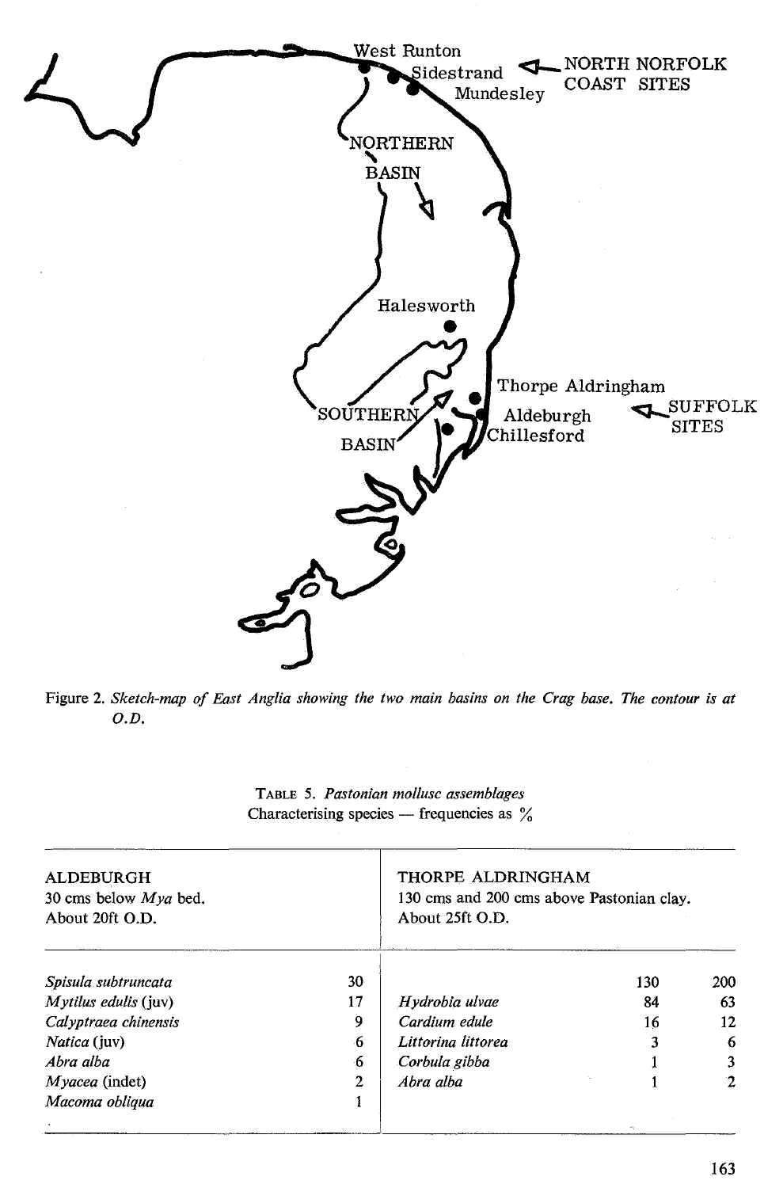Figure 2. *Sketch-map of East Anglia showing the two main basins on the Crag base. The contour is at O.D.*

TABLE 5. *Pastonian mollusc assemblages*
Characterising species — frequencies as %

| ALDEBURGH<br>30 cms below *Mya* bed.<br>About 20ft O.D. | | THORPE ALDRINGHAM<br>130 cms and 200 cms above Pastonian clay.<br>About 25ft O.D. | | |
|---|---|---|---|---|
| | | | 130 | 200 |
| *Spisula subtruncata* | 30 | | | |
| *Mytilus edulis* (juv) | 17 | *Hydrobia ulvae* | 84 | 63 |
| *Calyptraea chinensis* | 9 | *Cardium edule* | 16 | 12 |
| *Natica* (juv) | 6 | *Littorina littorea* | 3 | 6 |
| *Abra alba* | 6 | *Corbula gibba* | 1 | 3 |
| *Myacea* (indet) | 2 | *Abra alba* | 1 | 2 |
| *Macoma obliqua* | 1 | | | |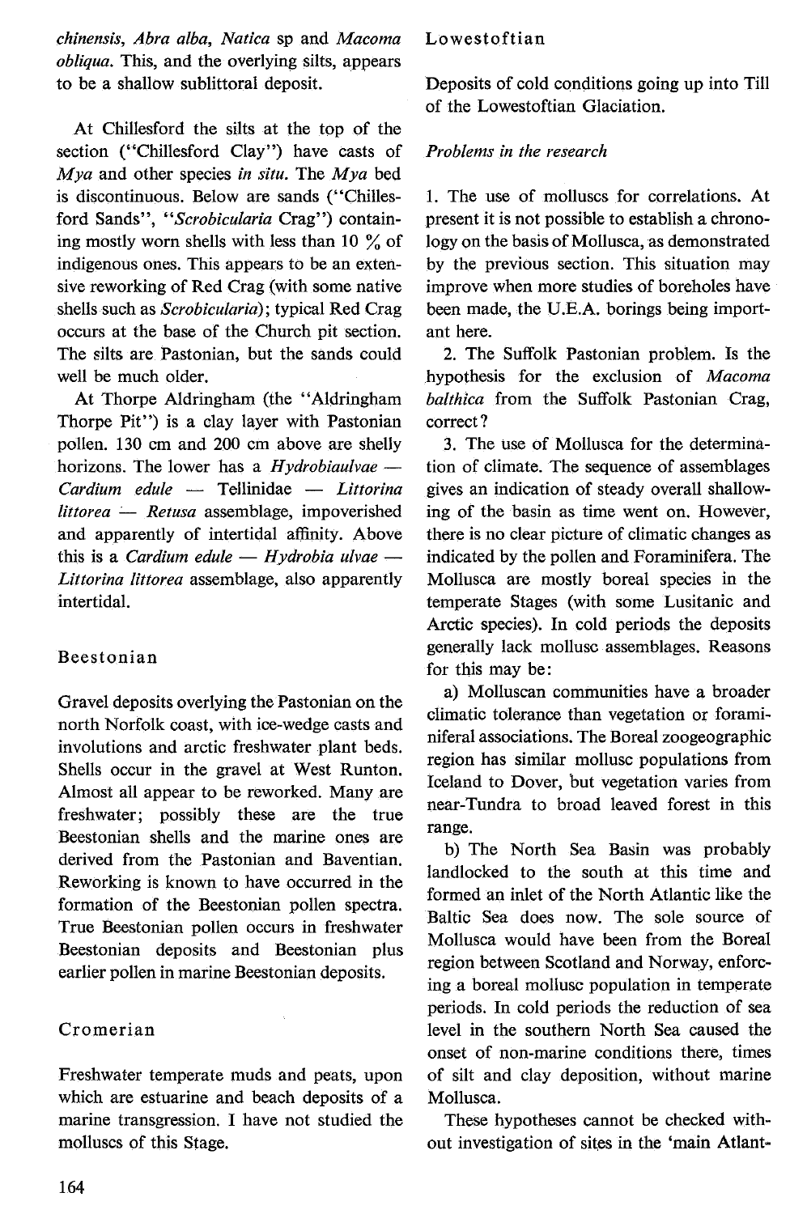*chinensis*, *Abra alba*, *Natica* sp and *Macoma obliqua*. This, and the overlying silts, appears to be a shallow sublittoral deposit.

At Chillesford the silts at the top of the section ("Chillesford Clay") have casts of *Mya* and other species *in situ*. The *Mya* bed is discontinuous. Below are sands ("Chillesford Sands", "*Scrobicularia* Crag") containing mostly worn shells with less than 10 % of indigenous ones. This appears to be an extensive reworking of Red Crag (with some native shells such as *Scrobicularia*); typical Red Crag occurs at the base of the Church pit section. The silts are Pastonian, but the sands could well be much older.

At Thorpe Aldringham (the "Aldringham Thorpe Pit") is a clay layer with Pastonian pollen. 130 cm and 200 cm above are shelly horizons. The lower has a *Hydrobiaulvae* — *Cardium edule* — Tellinidae — *Littorina littorea* — *Retusa* assemblage, impoverished and apparently of intertidal affinity. Above this is a *Cardium edule* — *Hydrobia ulvae* — *Littorina littorea* assemblage, also apparently intertidal.

## Beestonian

Gravel deposits overlying the Pastonian on the north Norfolk coast, with ice-wedge casts and involutions and arctic freshwater plant beds. Shells occur in the gravel at West Runton. Almost all appear to be reworked. Many are freshwater; possibly these are the true Beestonian shells and the marine ones are derived from the Pastonian and Baventian. Reworking is known to have occurred in the formation of the Beestonian pollen spectra. True Beestonian pollen occurs in freshwater Beestonian deposits and Beestonian plus earlier pollen in marine Beestonian deposits.

## Cromerian

Freshwater temperate muds and peats, upon which are estuarine and beach deposits of a marine transgression. I have not studied the molluscs of this Stage.

## Lowestoftian

Deposits of cold conditions going up into Till of the Lowestoftian Glaciation.

### *Problems in the research*

1. The use of molluscs for correlations. At present it is not possible to establish a chronology on the basis of Mollusca, as demonstrated by the previous section. This situation may improve when more studies of boreholes have been made, the U.E.A. borings being important here.

2. The Suffolk Pastonian problem. Is the hypothesis for the exclusion of *Macoma balthica* from the Suffolk Pastonian Crag, correct?

3. The use of Mollusca for the determination of climate. The sequence of assemblages gives an indication of steady overall shallowing of the basin as time went on. However, there is no clear picture of climatic changes as indicated by the pollen and Foraminifera. The Mollusca are mostly boreal species in the temperate Stages (with some Lusitanic and Arctic species). In cold periods the deposits generally lack mollusc assemblages. Reasons for this may be:

a) Molluscan communities have a broader climatic tolerance than vegetation or foraminiferal associations. The Boreal zoogeographic region has similar mollusc populations from Iceland to Dover, but vegetation varies from near-Tundra to broad leaved forest in this range.

b) The North Sea Basin was probably landlocked to the south at this time and formed an inlet of the North Atlantic like the Baltic Sea does now. The sole source of Mollusca would have been from the Boreal region between Scotland and Norway, enforcing a boreal mollusc population in temperate periods. In cold periods the reduction of sea level in the southern North Sea caused the onset of non-marine conditions there, times of silt and clay deposition, without marine Mollusca.

These hypotheses cannot be checked without investigation of sites in the 'main Atlant-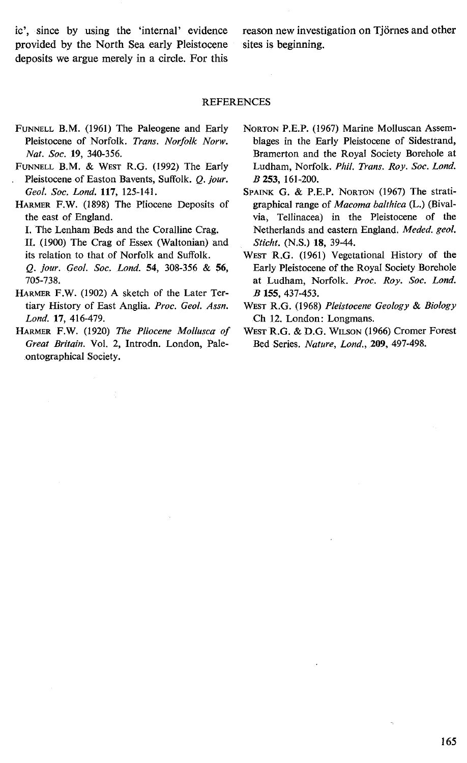ic', since by using the 'internal' evidence provided by the North Sea early Pleistocene deposits we argue merely in a circle. For this reason new investigation on Tjörnes and other sites is beginning.

## REFERENCES

FUNNELL B.M. (1961) The Paleogene and Early Pleistocene of Norfolk. *Trans. Norfolk Norw. Nat. Soc.* **19**, 340-356.

FUNNELL B.M. & WEST R.G. (1992) The Early Pleistocene of Easton Bavents, Suffolk. *Q. jour. Geol. Soc. Lond.* **117**, 125-141.

HARMER F.W. (1898) The Pliocene Deposits of the east of England.
I. The Lenham Beds and the Coralline Crag.
II. (1900) The Crag of Essex (Waltonian) and its relation to that of Norfolk and Suffolk.
*Q. jour. Geol. Soc. Lond.* **54**, 308-356 & **56**, 705-738.

HARMER F.W. (1902) A sketch of the Later Tertiary History of East Anglia. *Proc. Geol. Assn. Lond.* **17**, 416-479.

HARMER F.W. (1920) *The Pliocene Mollusca of Great Britain.* Vol. 2, Introdn. London, Paleontographical Society.

NORTON P.E.P. (1967) Marine Molluscan Assemblages in the Early Pleistocene of Sidestrand, Bramerton and the Royal Society Borehole at Ludham, Norfolk. *Phil. Trans. Roy. Soc. Lond. B* **253**, 161-200.

SPAINK G. & P.E.P. NORTON (1967) The stratigraphical range of *Macoma balthica* (L.) (Bivalvia, Tellinacea) in the Pleistocene of the Netherlands and eastern England. *Meded. geol. Sticht.* (N.S.) **18**, 39-44.

WEST R.G. (1961) Vegetational History of the Early Pleistocene of the Royal Society Borehole at Ludham, Norfolk. *Proc. Roy. Soc. Lond. B* **155**, 437-453.

WEST R.G. (1968) *Pleistocene Geology & Biology* Ch 12. London: Longmans.

WEST R.G. & D.G. WILSON (1966) Cromer Forest Bed Series. *Nature, Lond.*, **209**, 497-498.